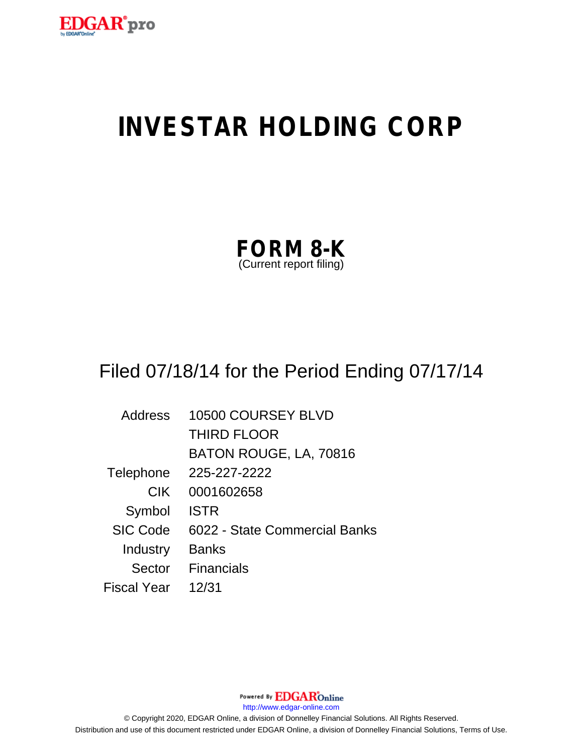# INVESTAR HOLDING CORP

## FORM 8-K

(Current report filing)

Filed 07/18/14 for the Period Ending 07/17/14

| | |
|---|---|
| Address | 10500 COURSEY BLVD |
| | THIRD FLOOR |
| | BATON ROUGE, LA, 70816 |
| Telephone | 225-227-2222 |
| CIK | 0001602658 |
| Symbol | ISTR |
| SIC Code | 6022 - State Commercial Banks |
| Industry | Banks |
| Sector | Financials |
| Fiscal Year | 12/31 |

Powered By EDGAR Online

http://www.edgar-online.com

© Copyright 2020, EDGAR Online, a division of Donnelley Financial Solutions. All Rights Reserved.
Distribution and use of this document restricted under EDGAR Online, a division of Donnelley Financial Solutions, Terms of Use.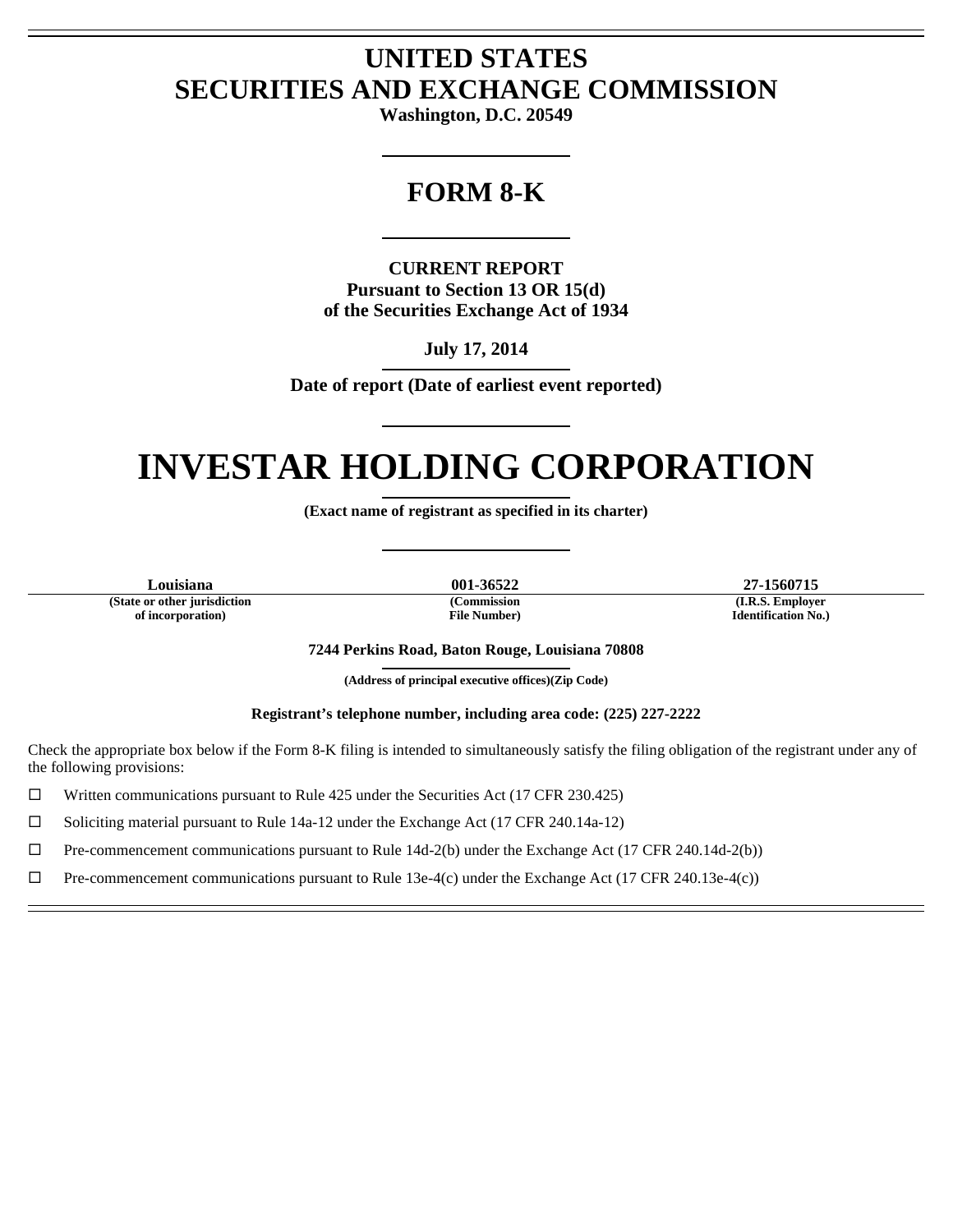# UNITED STATES
# SECURITIES AND EXCHANGE COMMISSION

**Washington, D.C. 20549**

## FORM 8-K

**CURRENT REPORT**
**Pursuant to Section 13 OR 15(d)**
**of the Securities Exchange Act of 1934**

**July 17, 2014**

**Date of report (Date of earliest event reported)**

# INVESTAR HOLDING CORPORATION

**(Exact name of registrant as specified in its charter)**

| Louisiana | 001-36522 | 27-1560715 |
|---|---|---|
| (State or other jurisdiction of incorporation) | (Commission File Number) | (I.R.S. Employer Identification No.) |

**7244 Perkins Road, Baton Rouge, Louisiana 70808**

**(Address of principal executive offices)(Zip Code)**

**Registrant's telephone number, including area code: (225) 227-2222**

Check the appropriate box below if the Form 8-K filing is intended to simultaneously satisfy the filing obligation of the registrant under any of the following provisions:

☐ Written communications pursuant to Rule 425 under the Securities Act (17 CFR 230.425)

☐ Soliciting material pursuant to Rule 14a-12 under the Exchange Act (17 CFR 240.14a-12)

☐ Pre-commencement communications pursuant to Rule 14d-2(b) under the Exchange Act (17 CFR 240.14d-2(b))

☐ Pre-commencement communications pursuant to Rule 13e-4(c) under the Exchange Act (17 CFR 240.13e-4(c))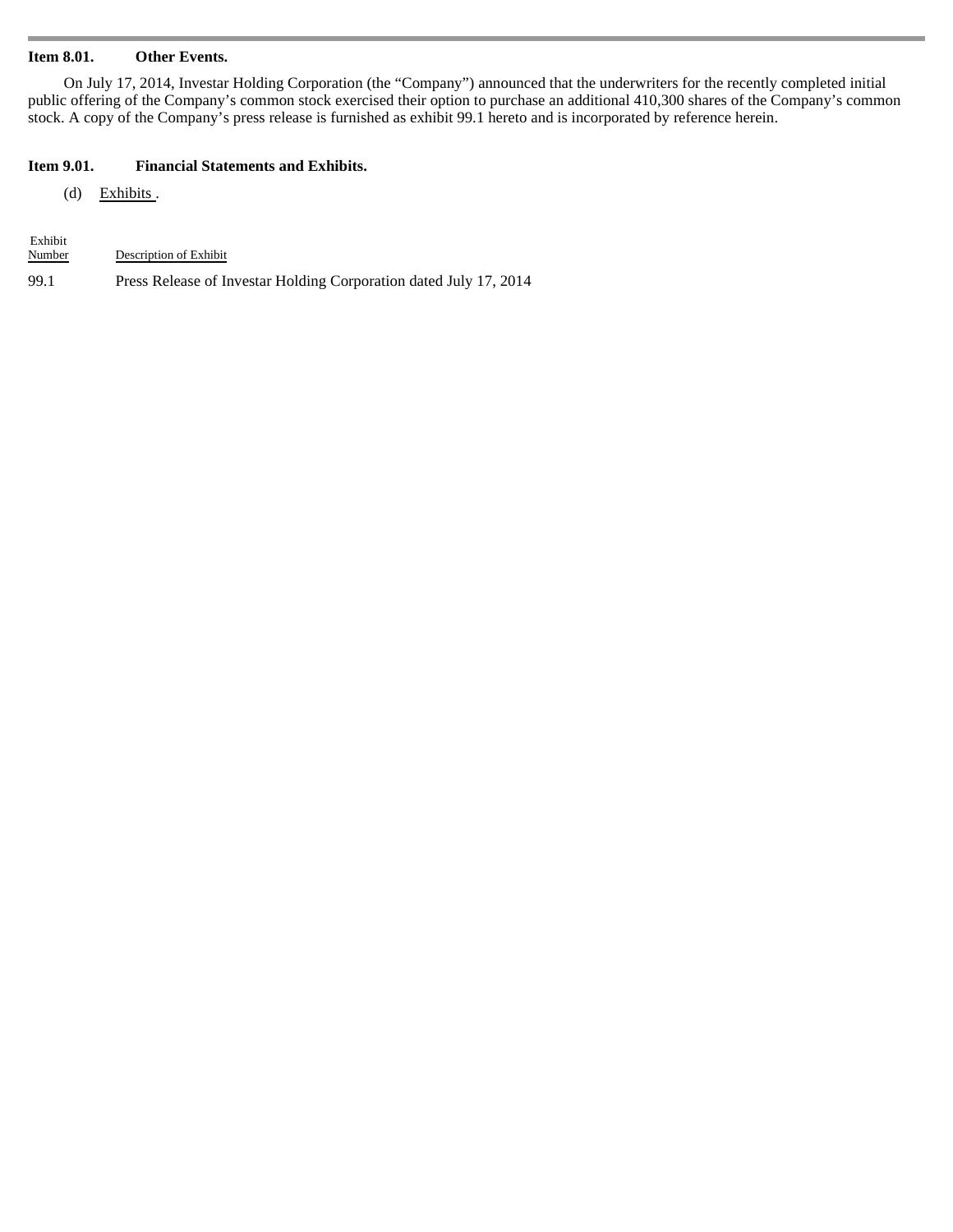**Item 8.01. Other Events.**

On July 17, 2014, Investar Holding Corporation (the "Company") announced that the underwriters for the recently completed initial public offering of the Company's common stock exercised their option to purchase an additional 410,300 shares of the Company's common stock. A copy of the Company's press release is furnished as exhibit 99.1 hereto and is incorporated by reference herein.

**Item 9.01. Financial Statements and Exhibits.**

(d) Exhibits .

| Exhibit Number | Description of Exhibit |
| --- | --- |
| 99.1 | Press Release of Investar Holding Corporation dated July 17, 2014 |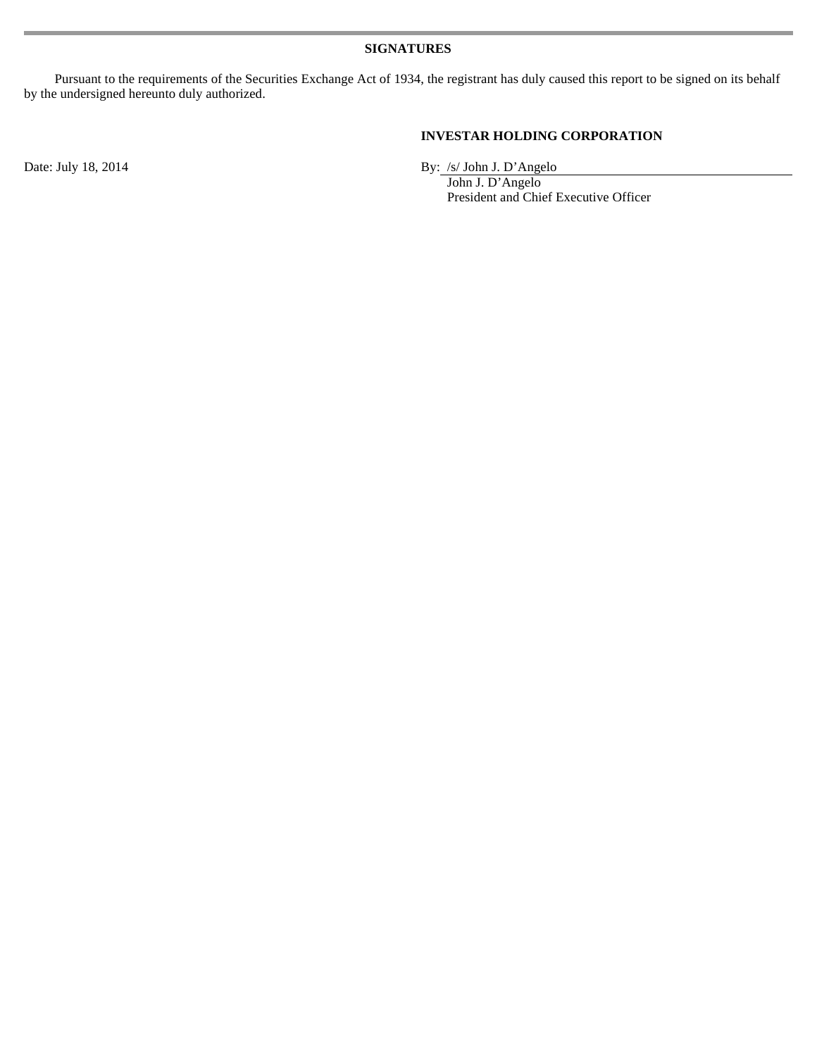**SIGNATURES**

Pursuant to the requirements of the Securities Exchange Act of 1934, the registrant has duly caused this report to be signed on its behalf by the undersigned hereunto duly authorized.

**INVESTAR HOLDING CORPORATION**

Date: July 18, 2014

By: /s/ John J. D’Angelo
John J. D’Angelo
President and Chief Executive Officer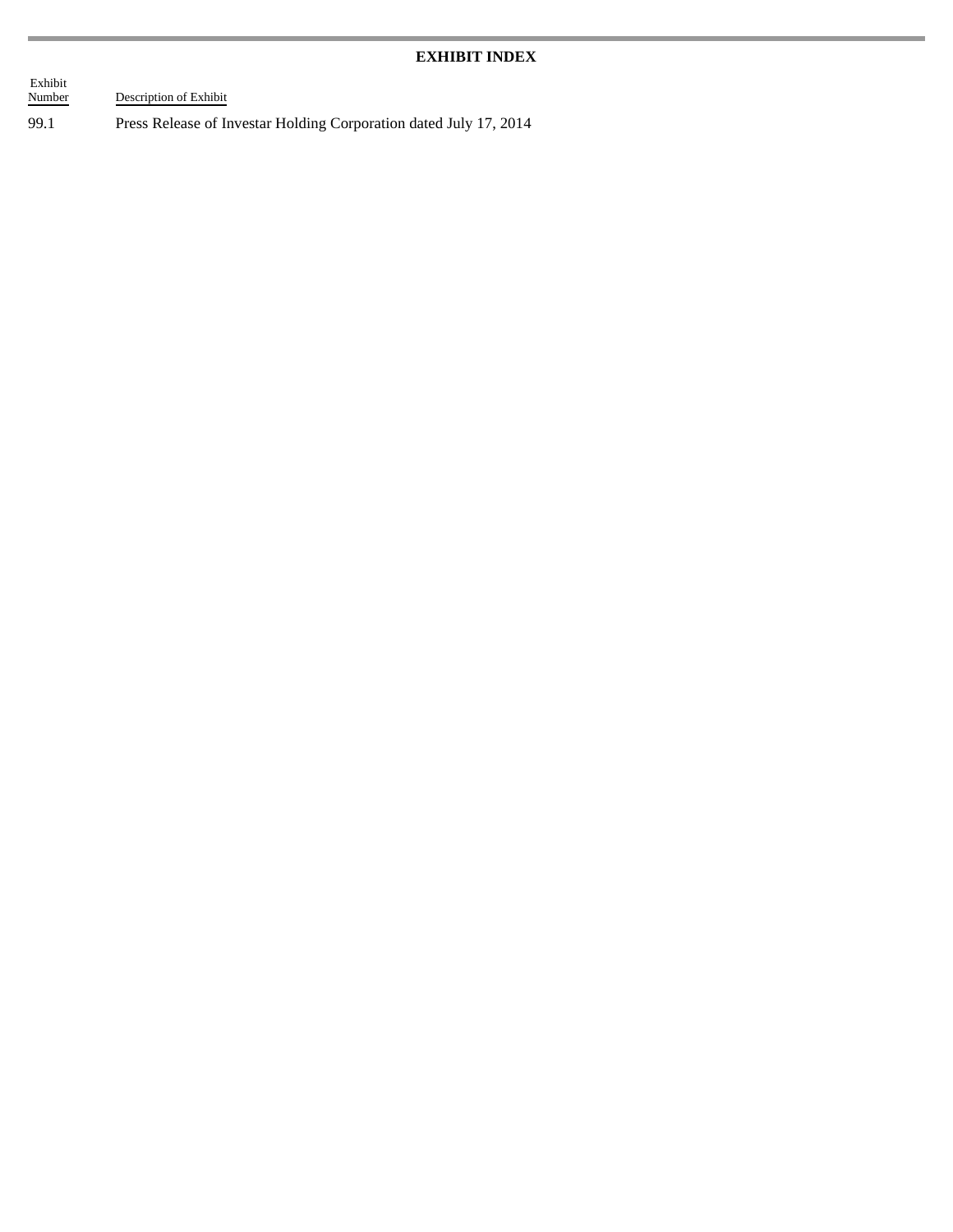## EXHIBIT INDEX

| Exhibit Number | Description of Exhibit |
| --- | --- |
| 99.1 | Press Release of Investar Holding Corporation dated July 17, 2014 |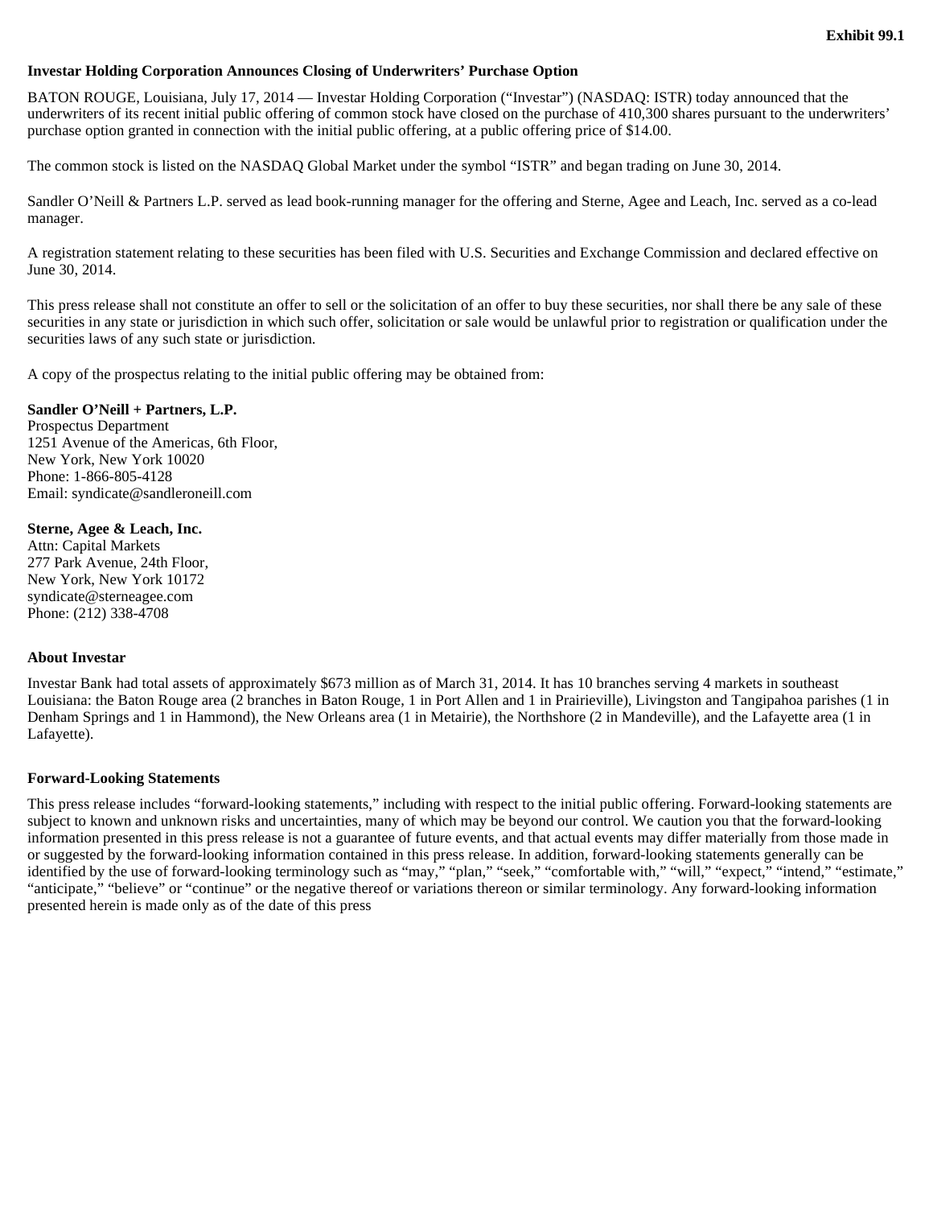**Exhibit 99.1**

**Investar Holding Corporation Announces Closing of Underwriters' Purchase Option**

BATON ROUGE, Louisiana, July 17, 2014 — Investar Holding Corporation ("Investar") (NASDAQ: ISTR) today announced that the underwriters of its recent initial public offering of common stock have closed on the purchase of 410,300 shares pursuant to the underwriters' purchase option granted in connection with the initial public offering, at a public offering price of $14.00.

The common stock is listed on the NASDAQ Global Market under the symbol "ISTR" and began trading on June 30, 2014.

Sandler O'Neill & Partners L.P. served as lead book-running manager for the offering and Sterne, Agee and Leach, Inc. served as a co-lead manager.

A registration statement relating to these securities has been filed with U.S. Securities and Exchange Commission and declared effective on June 30, 2014.

This press release shall not constitute an offer to sell or the solicitation of an offer to buy these securities, nor shall there be any sale of these securities in any state or jurisdiction in which such offer, solicitation or sale would be unlawful prior to registration or qualification under the securities laws of any such state or jurisdiction.

A copy of the prospectus relating to the initial public offering may be obtained from:

**Sandler O'Neill + Partners, L.P.**
Prospectus Department
1251 Avenue of the Americas, 6th Floor,
New York, New York 10020
Phone: 1-866-805-4128
Email: syndicate@sandleroneill.com

**Sterne, Agee & Leach, Inc.**
Attn: Capital Markets
277 Park Avenue, 24th Floor,
New York, New York 10172
syndicate@sterneagee.com
Phone: (212) 338-4708

**About Investar**

Investar Bank had total assets of approximately $673 million as of March 31, 2014. It has 10 branches serving 4 markets in southeast Louisiana: the Baton Rouge area (2 branches in Baton Rouge, 1 in Port Allen and 1 in Prairieville), Livingston and Tangipahoa parishes (1 in Denham Springs and 1 in Hammond), the New Orleans area (1 in Metairie), the Northshore (2 in Mandeville), and the Lafayette area (1 in Lafayette).

**Forward-Looking Statements**

This press release includes "forward-looking statements," including with respect to the initial public offering. Forward-looking statements are subject to known and unknown risks and uncertainties, many of which may be beyond our control. We caution you that the forward-looking information presented in this press release is not a guarantee of future events, and that actual events may differ materially from those made in or suggested by the forward-looking information contained in this press release. In addition, forward-looking statements generally can be identified by the use of forward-looking terminology such as "may," "plan," "seek," "comfortable with," "will," "expect," "intend," "estimate," "anticipate," "believe" or "continue" or the negative thereof or variations thereon or similar terminology. Any forward-looking information presented herein is made only as of the date of this press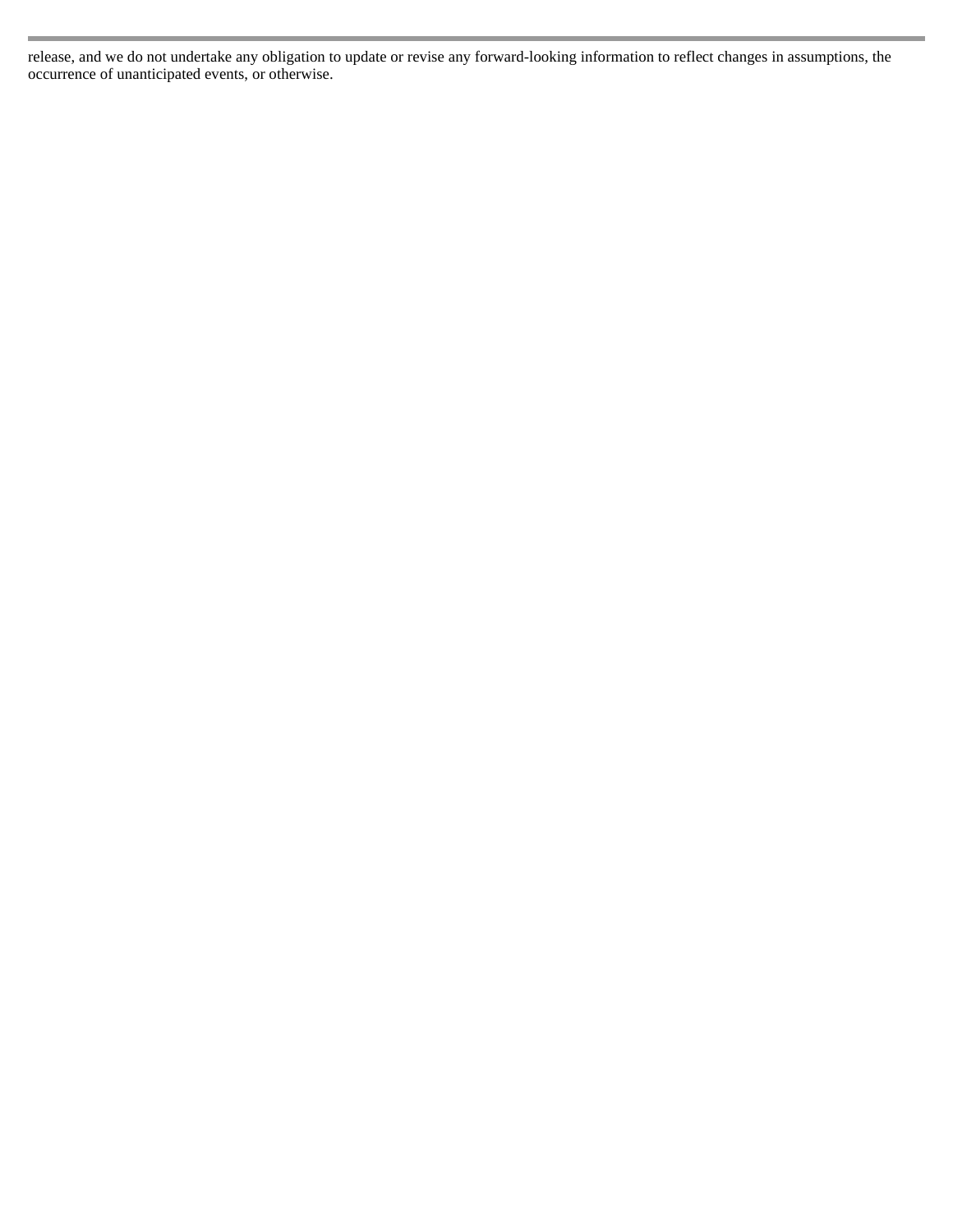release, and we do not undertake any obligation to update or revise any forward-looking information to reflect changes in assumptions, the occurrence of unanticipated events, or otherwise.